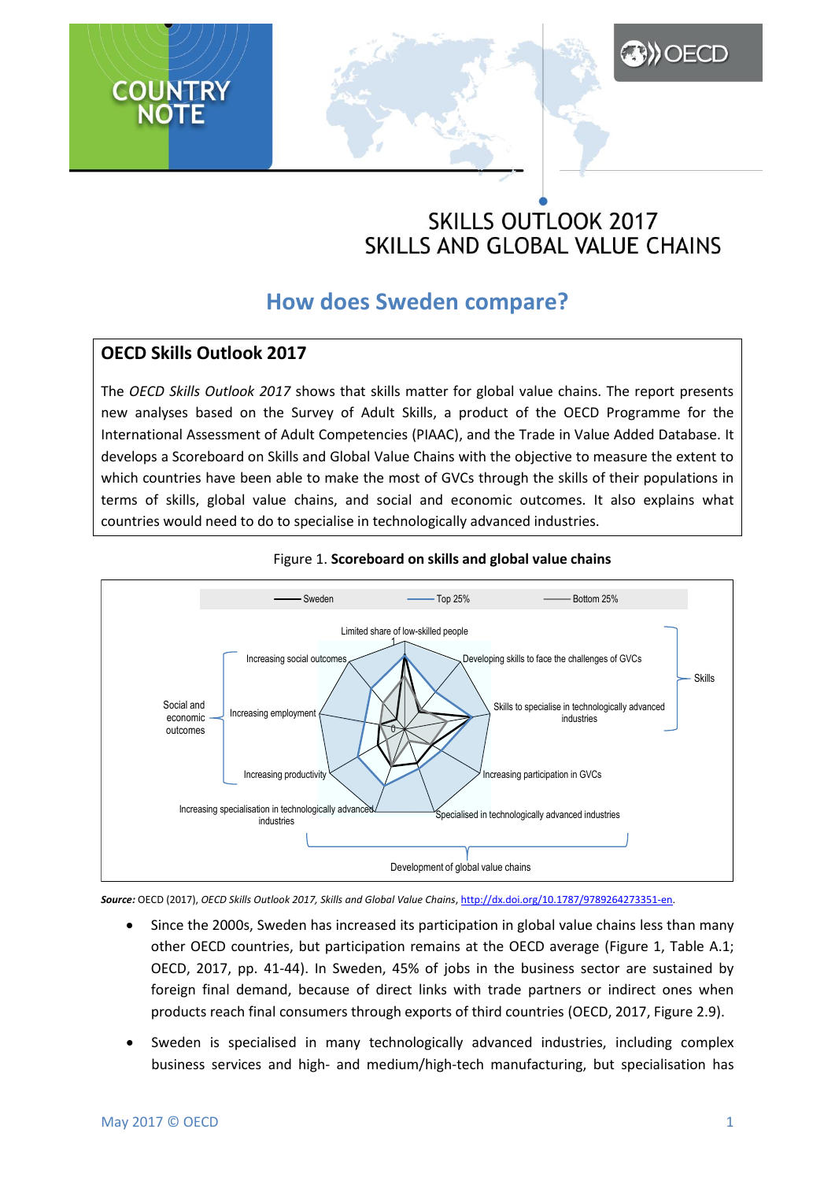# SKILLS OUTLOOK 2017
# SKILLS AND GLOBAL VALUE CHAINS

## How does Sweden compare?

### OECD Skills Outlook 2017

The *OECD Skills Outlook 2017* shows that skills matter for global value chains. The report presents new analyses based on the Survey of Adult Skills, a product of the OECD Programme for the International Assessment of Adult Competencies (PIAAC), and the Trade in Value Added Database. It develops a Scoreboard on Skills and Global Value Chains with the objective to measure the extent to which countries have been able to make the most of GVCs through the skills of their populations in terms of skills, global value chains, and social and economic outcomes. It also explains what countries would need to do to specialise in technologically advanced industries.

Figure 1. **Scoreboard on skills and global value chains**

***Source:*** OECD (2017), *OECD Skills Outlook 2017, Skills and Global Value Chains*, http://dx.doi.org/10.1787/9789264273351-en.

- Since the 2000s, Sweden has increased its participation in global value chains less than many other OECD countries, but participation remains at the OECD average (Figure 1, Table A.1; OECD, 2017, pp. 41-44). In Sweden, 45% of jobs in the business sector are sustained by foreign final demand, because of direct links with trade partners or indirect ones when products reach final consumers through exports of third countries (OECD, 2017, Figure 2.9).
- Sweden is specialised in many technologically advanced industries, including complex business services and high- and medium/high-tech manufacturing, but specialisation has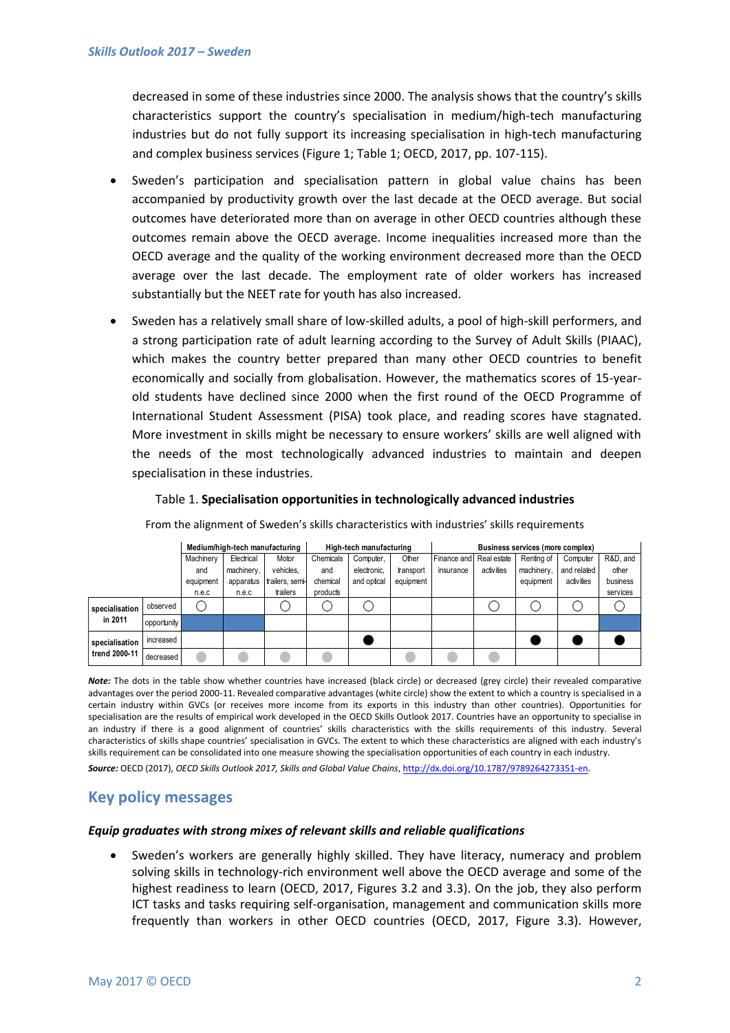decreased in some of these industries since 2000. The analysis shows that the country's skills characteristics support the country's specialisation in medium/high-tech manufacturing industries but do not fully support its increasing specialisation in high-tech manufacturing and complex business services (Figure 1; Table 1; OECD, 2017, pp. 107-115).

- Sweden's participation and specialisation pattern in global value chains has been accompanied by productivity growth over the last decade at the OECD average. But social outcomes have deteriorated more than on average in other OECD countries although these outcomes remain above the OECD average. Income inequalities increased more than the OECD average and the quality of the working environment decreased more than the OECD average over the last decade. The employment rate of older workers has increased substantially but the NEET rate for youth has also increased.

- Sweden has a relatively small share of low-skilled adults, a pool of high-skill performers, and a strong participation rate of adult learning according to the Survey of Adult Skills (PIAAC), which makes the country better prepared than many other OECD countries to benefit economically and socially from globalisation. However, the mathematics scores of 15-year-old students have declined since 2000 when the first round of the OECD Programme of International Student Assessment (PISA) took place, and reading scores have stagnated. More investment in skills might be necessary to ensure workers' skills are well aligned with the needs of the most technologically advanced industries to maintain and deepen specialisation in these industries.

Table 1. **Specialisation opportunities in technologically advanced industries**

From the alignment of Sweden's skills characteristics with industries' skills requirements

| | | Medium/high-tech manufacturing | | | High-tech manufacturing | | | Business services (more complex) | | | | |
|---|---|---|---|---|---|---|---|---|---|---|---|---|
| | | Machinery and equipment n.e.c | Electrical machinery, apparatus n.e.c | Motor vehicles, trailers, semi-trailers | Chemicals and chemical products | Computer, electronic, and optical | Other transport equipment | Finance and insurance | Real estate activities | Renting of machinery, equipment | Computer and related activities | R&D, and other business services |
| specialisation in 2011 | observed | ○ | | ○ | ○ | ○ | | | ○ | ○ | ○ | ○ |
| | opportunity | ■ | ■ | | | | | | | | | ■ |
| specialisation trend 2000-11 | increased | | | | | ● | | | | ● | ● | ● |
| | decreased | ● (grey) | ● (grey) | ● (grey) | ● (grey) | | ● (grey) | ● (grey) | ● (grey) | | | |

***Note:*** The dots in the table show whether countries have increased (black circle) or decreased (grey circle) their revealed comparative advantages over the period 2000-11. Revealed comparative advantages (white circle) show the extent to which a country is specialised in a certain industry within GVCs (or receives more income from its exports in this industry than other countries). Opportunities for specialisation are the results of empirical work developed in the OECD Skills Outlook 2017. Countries have an opportunity to specialise in an industry if there is a good alignment of countries' skills characteristics with the skills requirements of this industry. Several characteristics of skills shape countries' specialisation in GVCs. The extent to which these characteristics are aligned with each industry's skills requirement can be consolidated into one measure showing the specialisation opportunities of each country in each industry.

***Source:*** OECD (2017), *OECD Skills Outlook 2017, Skills and Global Value Chains*, http://dx.doi.org/10.1787/9789264273351-en.

## Key policy messages

### *Equip graduates with strong mixes of relevant skills and reliable qualifications*

- Sweden's workers are generally highly skilled. They have literacy, numeracy and problem solving skills in technology-rich environment well above the OECD average and some of the highest readiness to learn (OECD, 2017, Figures 3.2 and 3.3). On the job, they also perform ICT tasks and tasks requiring self-organisation, management and communication skills more frequently than workers in other OECD countries (OECD, 2017, Figure 3.3). However,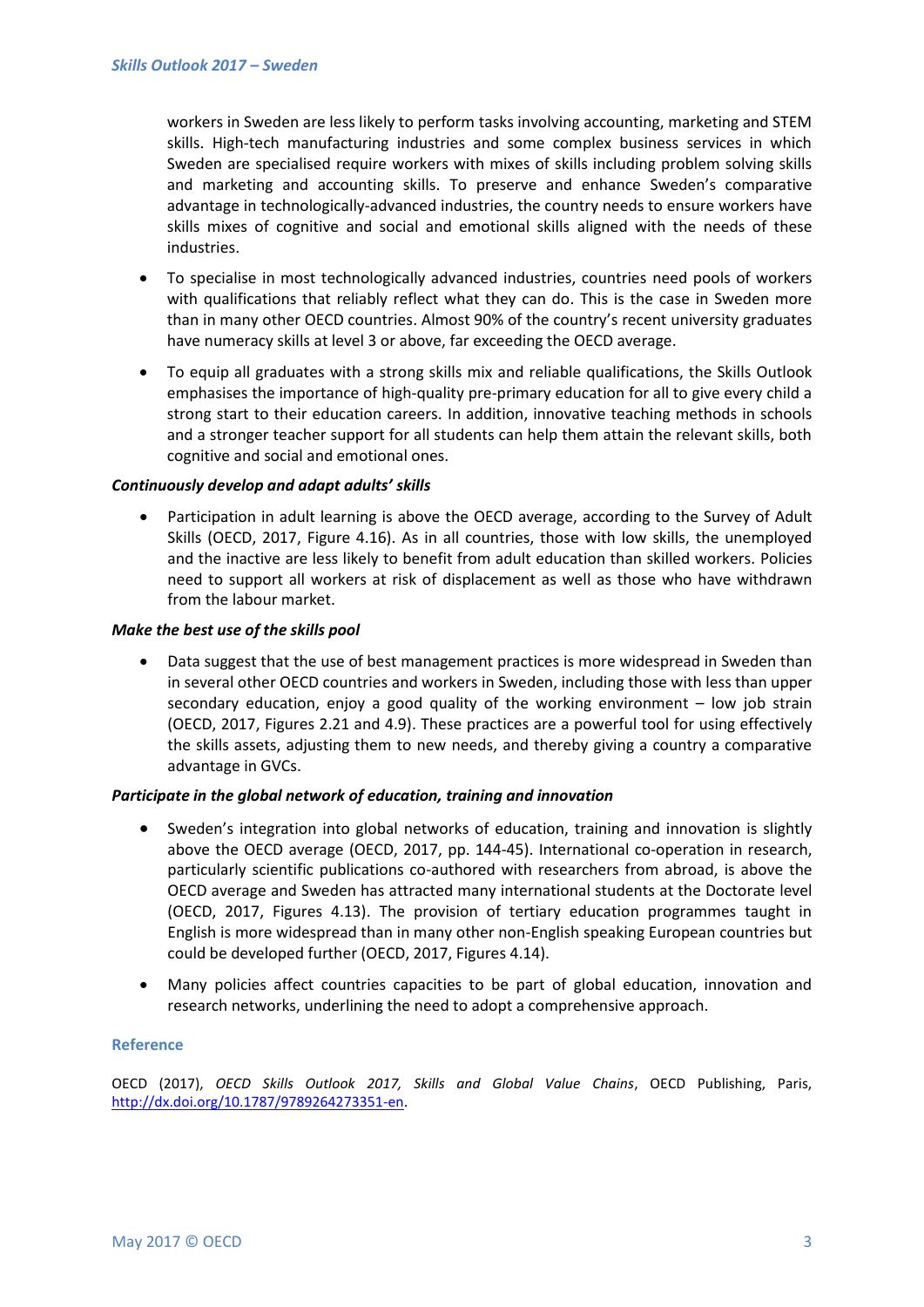workers in Sweden are less likely to perform tasks involving accounting, marketing and STEM skills. High-tech manufacturing industries and some complex business services in which Sweden are specialised require workers with mixes of skills including problem solving skills and marketing and accounting skills. To preserve and enhance Sweden's comparative advantage in technologically-advanced industries, the country needs to ensure workers have skills mixes of cognitive and social and emotional skills aligned with the needs of these industries.

- To specialise in most technologically advanced industries, countries need pools of workers with qualifications that reliably reflect what they can do. This is the case in Sweden more than in many other OECD countries. Almost 90% of the country's recent university graduates have numeracy skills at level 3 or above, far exceeding the OECD average.

- To equip all graduates with a strong skills mix and reliable qualifications, the Skills Outlook emphasises the importance of high-quality pre-primary education for all to give every child a strong start to their education careers. In addition, innovative teaching methods in schools and a stronger teacher support for all students can help them attain the relevant skills, both cognitive and social and emotional ones.

***Continuously develop and adapt adults' skills***

- Participation in adult learning is above the OECD average, according to the Survey of Adult Skills (OECD, 2017, Figure 4.16). As in all countries, those with low skills, the unemployed and the inactive are less likely to benefit from adult education than skilled workers. Policies need to support all workers at risk of displacement as well as those who have withdrawn from the labour market.

***Make the best use of the skills pool***

- Data suggest that the use of best management practices is more widespread in Sweden than in several other OECD countries and workers in Sweden, including those with less than upper secondary education, enjoy a good quality of the working environment – low job strain (OECD, 2017, Figures 2.21 and 4.9). These practices are a powerful tool for using effectively the skills assets, adjusting them to new needs, and thereby giving a country a comparative advantage in GVCs.

***Participate in the global network of education, training and innovation***

- Sweden's integration into global networks of education, training and innovation is slightly above the OECD average (OECD, 2017, pp. 144-45). International co-operation in research, particularly scientific publications co-authored with researchers from abroad, is above the OECD average and Sweden has attracted many international students at the Doctorate level (OECD, 2017, Figures 4.13). The provision of tertiary education programmes taught in English is more widespread than in many other non-English speaking European countries but could be developed further (OECD, 2017, Figures 4.14).

- Many policies affect countries capacities to be part of global education, innovation and research networks, underlining the need to adopt a comprehensive approach.

## Reference

OECD (2017), *OECD Skills Outlook 2017, Skills and Global Value Chains*, OECD Publishing, Paris, http://dx.doi.org/10.1787/9789264273351-en.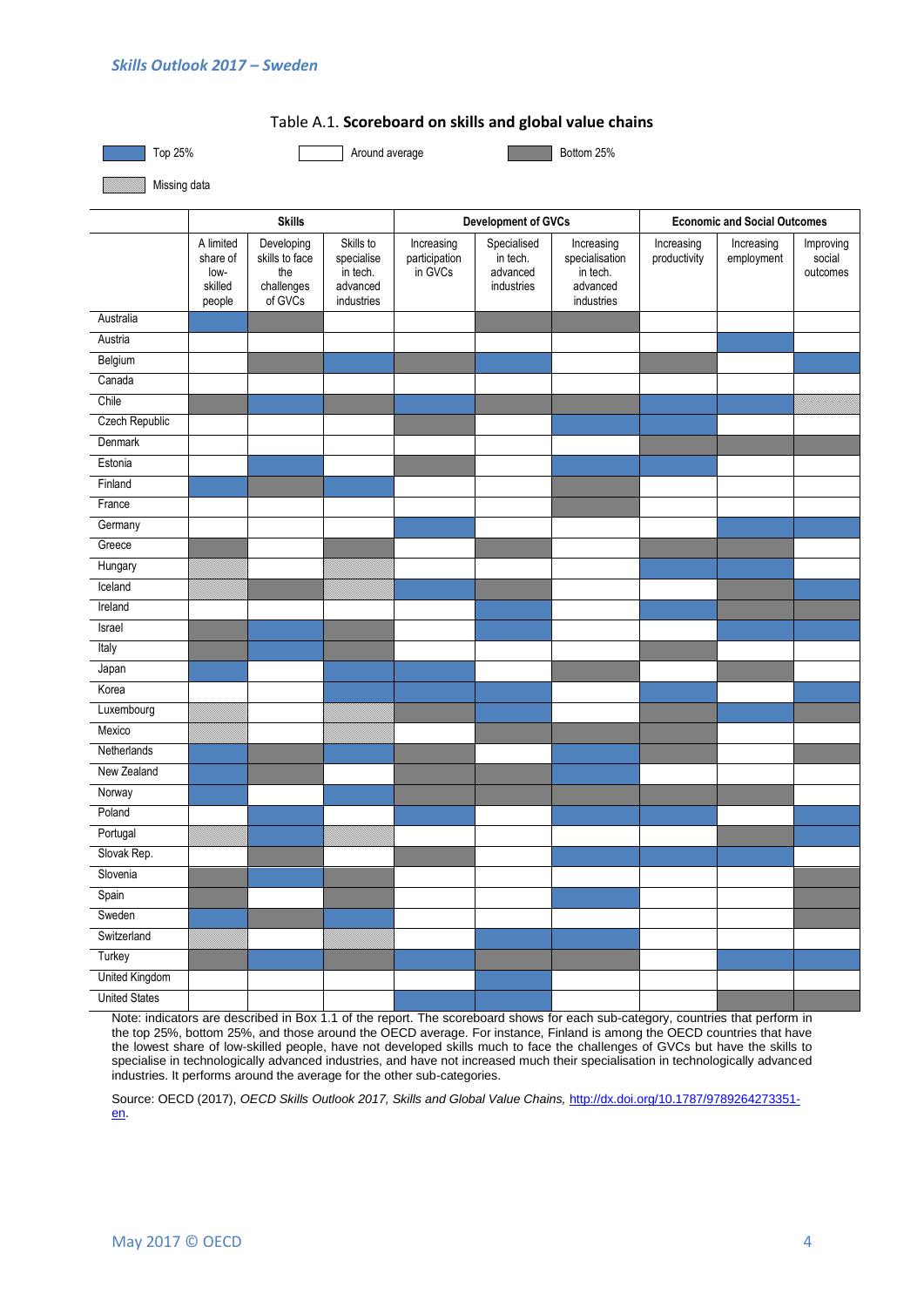Table A.1. **Scoreboard on skills and global value chains**

Legend: Top 25% | Around average | Bottom 25% | Missing data

| | Skills | | | Development of GVCs | | | Economic and Social Outcomes | | |
|---|---|---|---|---|---|---|---|---|---|
| | A limited share of low-skilled people | Developing skills to face the challenges of GVCs | Skills to specialise in tech. advanced industries | Increasing participation in GVCs | Specialised in tech. advanced industries | Increasing specialisation in tech. advanced industries | Increasing productivity | Increasing employment | Improving social outcomes |
| Australia | Top 25% | Bottom 25% | Around average | Around average | Bottom 25% | Bottom 25% | Around average | Around average | Around average |
| Austria | Around average | Around average | Around average | Around average | Around average | Around average | Around average | Top 25% | Around average |
| Belgium | Around average | Bottom 25% | Top 25% | Bottom 25% | Top 25% | Around average | Bottom 25% | Around average | Top 25% |
| Canada | Around average | Around average | Around average | Around average | Around average | Around average | Around average | Around average | Around average |
| Chile | Bottom 25% | Top 25% | Bottom 25% | Top 25% | Bottom 25% | Bottom 25% | Top 25% | Top 25% | Missing data |
| Czech Republic | Around average | Around average | Around average | Bottom 25% | Around average | Top 25% | Top 25% | Around average | Around average |
| Denmark | Around average | Around average | Around average | Around average | Around average | Around average | Bottom 25% | Bottom 25% | Bottom 25% |
| Estonia | Around average | Top 25% | Around average | Bottom 25% | Around average | Top 25% | Top 25% | Around average | Around average |
| Finland | Top 25% | Bottom 25% | Top 25% | Around average | Around average | Bottom 25% | Around average | Around average | Around average |
| France | Around average | Around average | Around average | Around average | Around average | Bottom 25% | Around average | Around average | Around average |
| Germany | Around average | Around average | Around average | Top 25% | Around average | Around average | Around average | Top 25% | Top 25% |
| Greece | Bottom 25% | Around average | Bottom 25% | Around average | Bottom 25% | Around average | Bottom 25% | Bottom 25% | Around average |
| Hungary | Missing data | Around average | Missing data | Around average | Around average | Around average | Top 25% | Top 25% | Around average |
| Iceland | Missing data | Bottom 25% | Missing data | Top 25% | Bottom 25% | Around average | Around average | Bottom 25% | Top 25% |
| Ireland | Around average | Around average | Around average | Around average | Top 25% | Around average | Top 25% | Bottom 25% | Bottom 25% |
| Israel | Bottom 25% | Top 25% | Bottom 25% | Around average | Top 25% | Around average | Around average | Top 25% | Top 25% |
| Italy | Bottom 25% | Top 25% | Bottom 25% | Around average | Around average | Around average | Bottom 25% | Around average | Around average |
| Japan | Top 25% | Around average | Top 25% | Top 25% | Around average | Bottom 25% | Around average | Bottom 25% | Around average |
| Korea | Around average | Around average | Top 25% | Top 25% | Top 25% | Around average | Top 25% | Around average | Top 25% |
| Luxembourg | Missing data | Around average | Missing data | Bottom 25% | Top 25% | Around average | Bottom 25% | Top 25% | Bottom 25% |
| Mexico | Missing data | Around average | Missing data | Around average | Bottom 25% | Bottom 25% | Bottom 25% | Around average | Around average |
| Netherlands | Top 25% | Bottom 25% | Top 25% | Bottom 25% | Around average | Top 25% | Bottom 25% | Around average | Bottom 25% |
| New Zealand | Top 25% | Bottom 25% | Around average | Bottom 25% | Bottom 25% | Top 25% | Around average | Around average | Around average |
| Norway | Top 25% | Around average | Top 25% | Bottom 25% | Bottom 25% | Bottom 25% | Bottom 25% | Bottom 25% | Around average |
| Poland | Around average | Top 25% | Around average | Top 25% | Around average | Top 25% | Top 25% | Around average | Top 25% |
| Portugal | Missing data | Top 25% | Missing data | Around average | Around average | Around average | Around average | Bottom 25% | Top 25% |
| Slovak Rep. | Around average | Bottom 25% | Around average | Bottom 25% | Around average | Top 25% | Top 25% | Top 25% | Around average |
| Slovenia | Bottom 25% | Top 25% | Bottom 25% | Around average | Around average | Around average | Around average | Around average | Bottom 25% |
| Spain | Bottom 25% | Around average | Bottom 25% | Around average | Around average | Top 25% | Around average | Around average | Bottom 25% |
| Sweden | Top 25% | Bottom 25% | Top 25% | Around average | Around average | Around average | Around average | Around average | Bottom 25% |
| Switzerland | Missing data | Around average | Missing data | Around average | Top 25% | Top 25% | Around average | Around average | Around average |
| Turkey | Bottom 25% | Top 25% | Bottom 25% | Top 25% | Bottom 25% | Bottom 25% | Around average | Top 25% | Top 25% |
| United Kingdom | Around average | Around average | Around average | Around average | Top 25% | Around average | Around average | Around average | Around average |
| United States | Around average | Around average | Around average | Top 25% | Top 25% | Around average | Around average | Bottom 25% | Bottom 25% |

Note: indicators are described in Box 1.1 of the report. The scoreboard shows for each sub-category, countries that perform in the top 25%, bottom 25%, and those around the OECD average. For instance, Finland is among the OECD countries that have the lowest share of low-skilled people, have not developed skills much to face the challenges of GVCs but have the skills to specialise in technologically advanced industries, and have not increased much their specialisation in technologically advanced industries. It performs around the average for the other sub-categories.

Source: OECD (2017), *OECD Skills Outlook 2017, Skills and Global Value Chains,* http://dx.doi.org/10.1787/9789264273351-en.